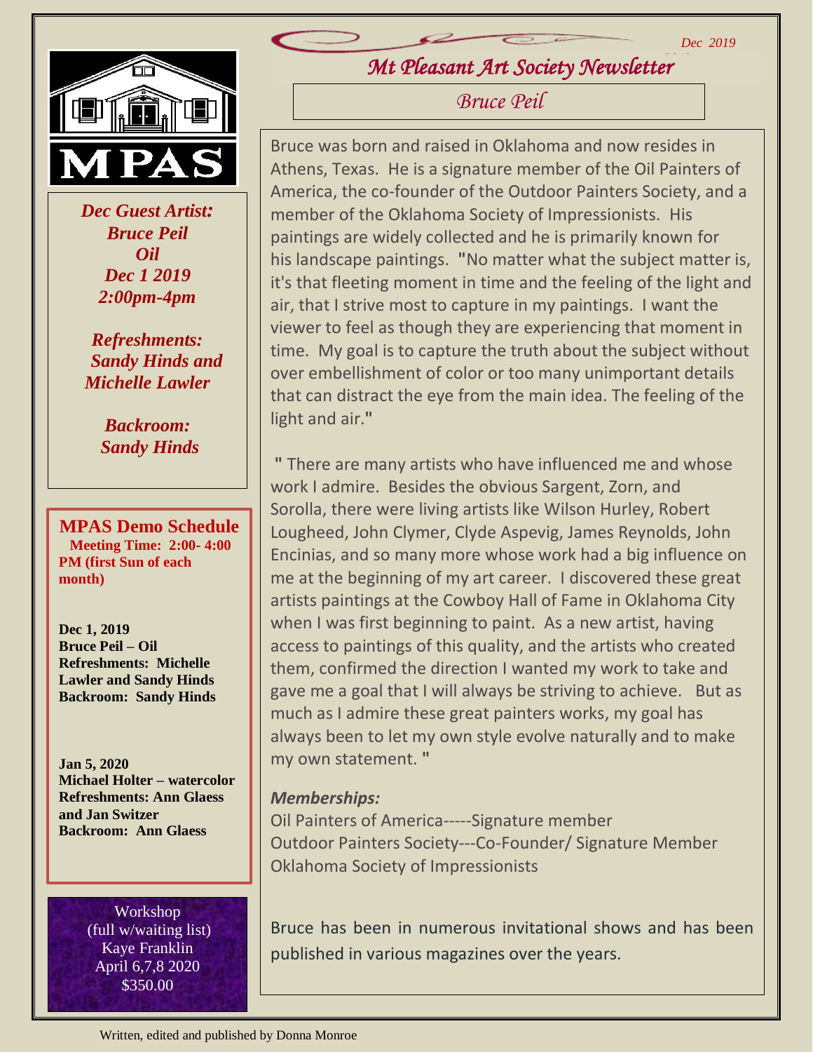Dec 2019

# Mt Pleasant Art Society Newsletter

## Bruce Peil

MPAS

***Dec Guest Artist:***
***Bruce Peil***
***Oil***
***Dec 1 2019***
***2:00pm-4pm***

***Refreshments:***
***Sandy Hinds and Michelle Lawler***

***Backroom:***
***Sandy Hinds***

### MPAS Demo Schedule

**Meeting Time: 2:00- 4:00 PM (first Sun of each month)**

**Dec 1, 2019**
**Bruce Peil – Oil**
**Refreshments: Michelle Lawler and Sandy Hinds**
**Backroom: Sandy Hinds**

**Jan 5, 2020**
**Michael Holter – watercolor**
**Refreshments: Ann Glaess and Jan Switzer**
**Backroom: Ann Glaess**

Workshop
(full w/waiting list)
Kaye Franklin
April 6,7,8 2020
$350.00

Bruce was born and raised in Oklahoma and now resides in Athens, Texas. He is a signature member of the Oil Painters of America, the co-founder of the Outdoor Painters Society, and a member of the Oklahoma Society of Impressionists. His paintings are widely collected and he is primarily known for his landscape paintings. "No matter what the subject matter is, it's that fleeting moment in time and the feeling of the light and air, that I strive most to capture in my paintings. I want the viewer to feel as though they are experiencing that moment in time. My goal is to capture the truth about the subject without over embellishment of color or too many unimportant details that can distract the eye from the main idea. The feeling of the light and air."

" There are many artists who have influenced me and whose work I admire. Besides the obvious Sargent, Zorn, and Sorolla, there were living artists like Wilson Hurley, Robert Lougheed, John Clymer, Clyde Aspevig, James Reynolds, John Encinias, and so many more whose work had a big influence on me at the beginning of my art career. I discovered these great artists paintings at the Cowboy Hall of Fame in Oklahoma City when I was first beginning to paint. As a new artist, having access to paintings of this quality, and the artists who created them, confirmed the direction I wanted my work to take and gave me a goal that I will always be striving to achieve. But as much as I admire these great painters works, my goal has always been to let my own style evolve naturally and to make my own statement. "

***Memberships:***

Oil Painters of America-----Signature member
Outdoor Painters Society---Co-Founder/ Signature Member
Oklahoma Society of Impressionists

Bruce has been in numerous invitational shows and has been published in various magazines over the years.

Written, edited and published by Donna Monroe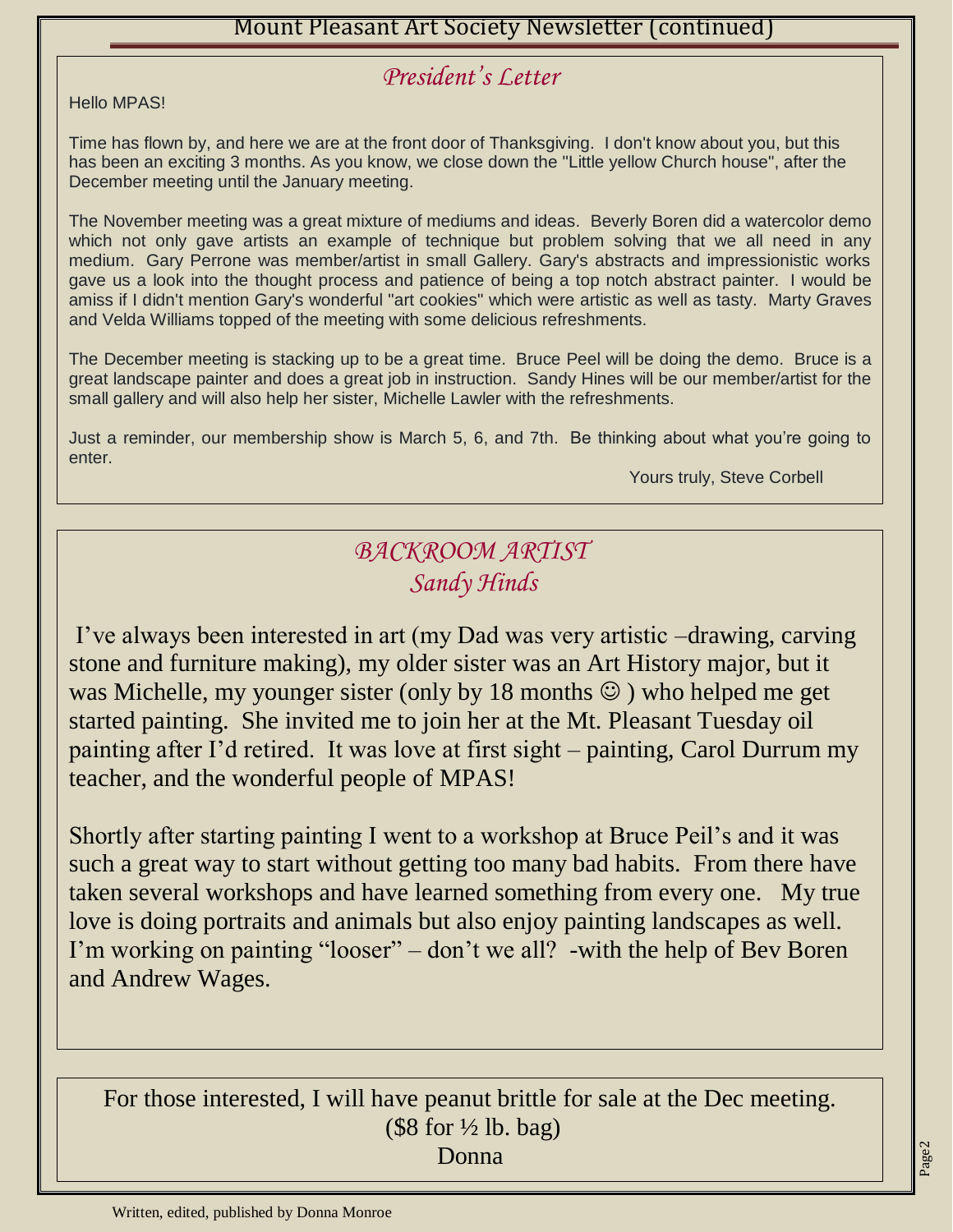## *President's Letter*

Hello MPAS!

Time has flown by, and here we are at the front door of Thanksgiving. I don't know about you, but this has been an exciting 3 months. As you know, we close down the "Little yellow Church house", after the December meeting until the January meeting.

The November meeting was a great mixture of mediums and ideas. Beverly Boren did a watercolor demo which not only gave artists an example of technique but problem solving that we all need in any medium. Gary Perrone was member/artist in small Gallery. Gary's abstracts and impressionistic works gave us a look into the thought process and patience of being a top notch abstract painter. I would be amiss if I didn't mention Gary's wonderful "art cookies" which were artistic as well as tasty. Marty Graves and Velda Williams topped of the meeting with some delicious refreshments.

The December meeting is stacking up to be a great time. Bruce Peel will be doing the demo. Bruce is a great landscape painter and does a great job in instruction. Sandy Hines will be our member/artist for the small gallery and will also help her sister, Michelle Lawler with the refreshments.

Just a reminder, our membership show is March 5, 6, and 7th. Be thinking about what you're going to enter.

Yours truly, Steve Corbell

## *BACKROOM ARTIST*
## *Sandy Hinds*

I've always been interested in art (my Dad was very artistic –drawing, carving stone and furniture making), my older sister was an Art History major, but it was Michelle, my younger sister (only by 18 months ☺ ) who helped me get started painting. She invited me to join her at the Mt. Pleasant Tuesday oil painting after I'd retired. It was love at first sight – painting, Carol Durrum my teacher, and the wonderful people of MPAS!

Shortly after starting painting I went to a workshop at Bruce Peil's and it was such a great way to start without getting too many bad habits. From there have taken several workshops and have learned something from every one. My true love is doing portraits and animals but also enjoy painting landscapes as well. I'm working on painting "looser" – don't we all? -with the help of Bev Boren and Andrew Wages.

For those interested, I will have peanut brittle for sale at the Dec meeting.
($8 for ½ lb. bag)
Donna

Written, edited, published by Donna Monroe